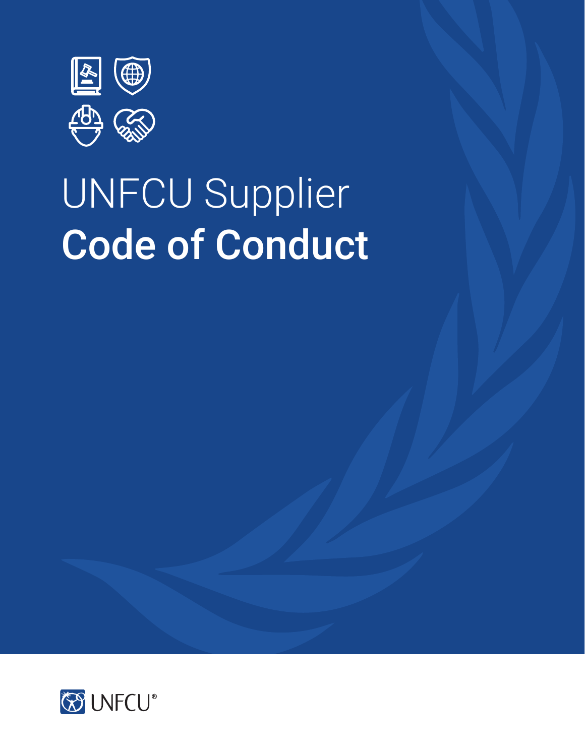# UNFCU Supplier
# **Code of Conduct**

UNFCU®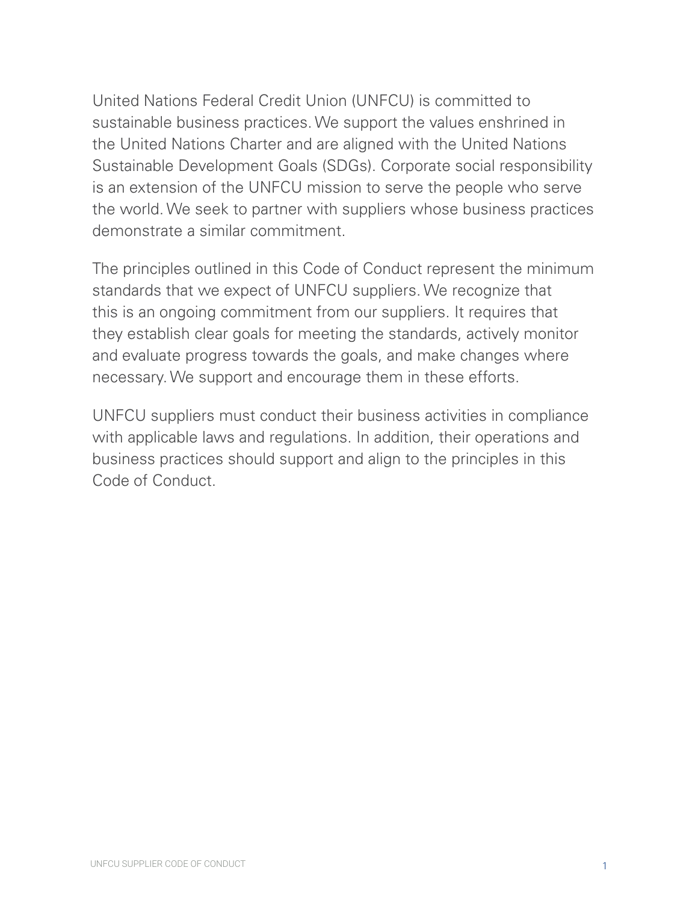United Nations Federal Credit Union (UNFCU) is committed to sustainable business practices. We support the values enshrined in the United Nations Charter and are aligned with the United Nations Sustainable Development Goals (SDGs). Corporate social responsibility is an extension of the UNFCU mission to serve the people who serve the world. We seek to partner with suppliers whose business practices demonstrate a similar commitment.

The principles outlined in this Code of Conduct represent the minimum standards that we expect of UNFCU suppliers. We recognize that this is an ongoing commitment from our suppliers. It requires that they establish clear goals for meeting the standards, actively monitor and evaluate progress towards the goals, and make changes where necessary. We support and encourage them in these efforts.

UNFCU suppliers must conduct their business activities in compliance with applicable laws and regulations. In addition, their operations and business practices should support and align to the principles in this Code of Conduct.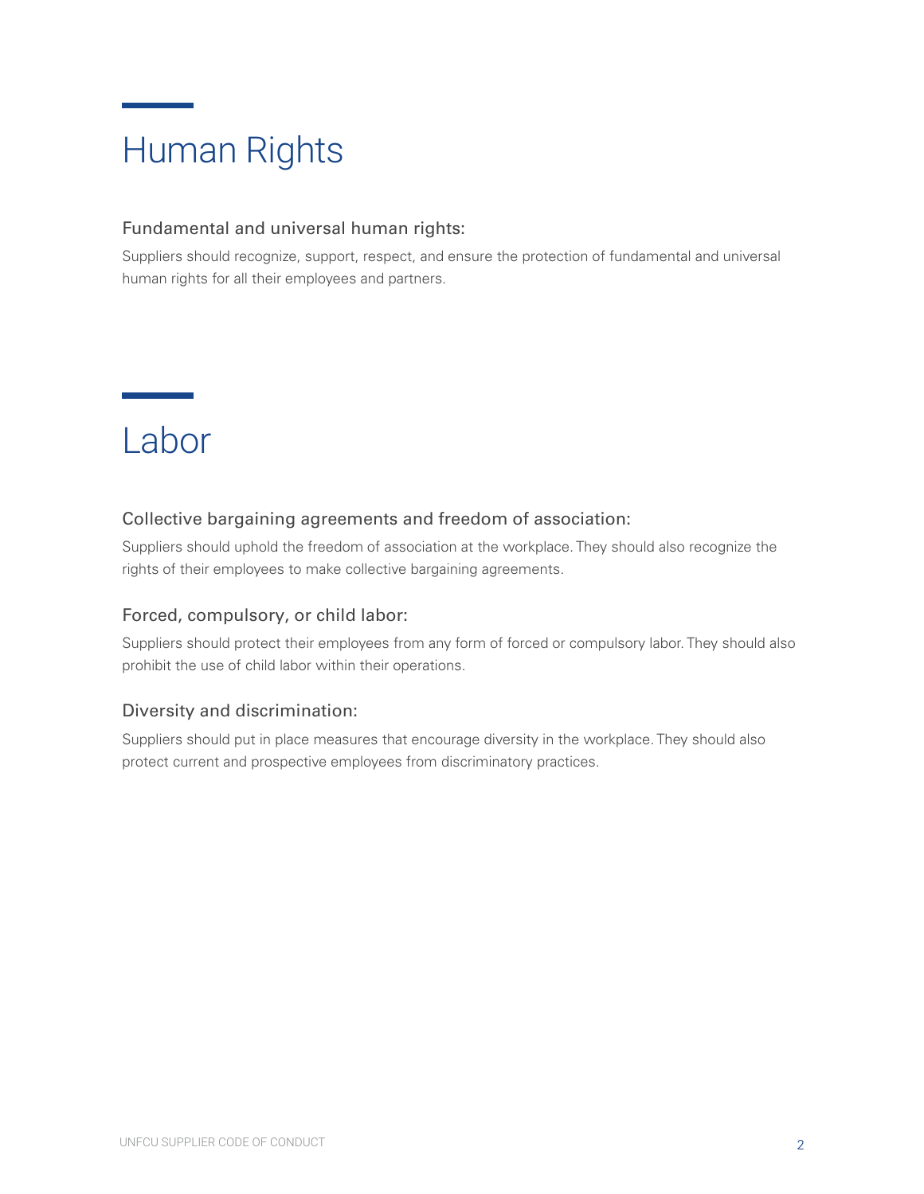# Human Rights

### Fundamental and universal human rights:

Suppliers should recognize, support, respect, and ensure the protection of fundamental and universal human rights for all their employees and partners.

# Labor

### Collective bargaining agreements and freedom of association:

Suppliers should uphold the freedom of association at the workplace. They should also recognize the rights of their employees to make collective bargaining agreements.

### Forced, compulsory, or child labor:

Suppliers should protect their employees from any form of forced or compulsory labor. They should also prohibit the use of child labor within their operations.

### Diversity and discrimination:

Suppliers should put in place measures that encourage diversity in the workplace. They should also protect current and prospective employees from discriminatory practices.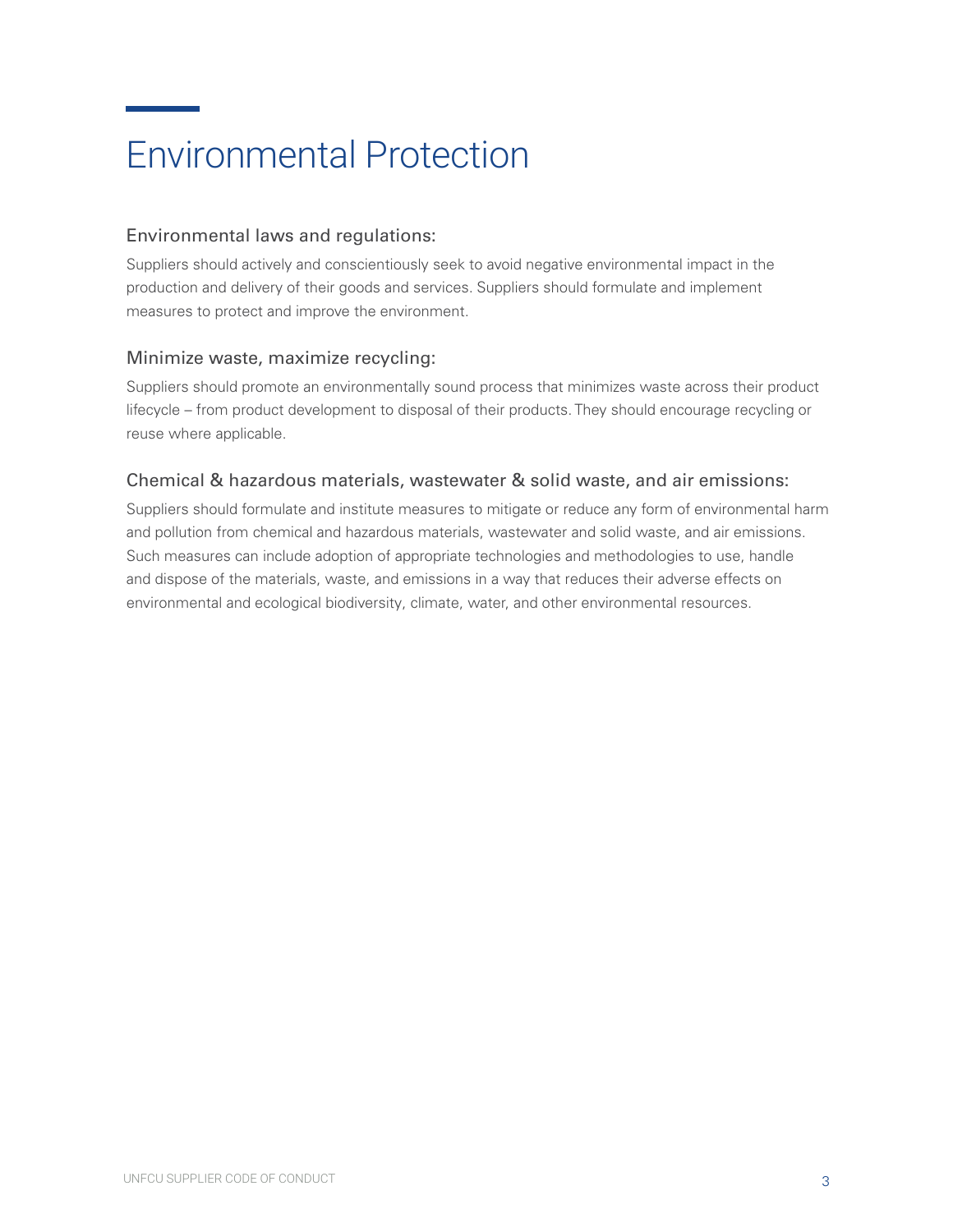# Environmental Protection

## Environmental laws and regulations:

Suppliers should actively and conscientiously seek to avoid negative environmental impact in the production and delivery of their goods and services. Suppliers should formulate and implement measures to protect and improve the environment.

## Minimize waste, maximize recycling:

Suppliers should promote an environmentally sound process that minimizes waste across their product lifecycle – from product development to disposal of their products. They should encourage recycling or reuse where applicable.

## Chemical & hazardous materials, wastewater & solid waste, and air emissions:

Suppliers should formulate and institute measures to mitigate or reduce any form of environmental harm and pollution from chemical and hazardous materials, wastewater and solid waste, and air emissions. Such measures can include adoption of appropriate technologies and methodologies to use, handle and dispose of the materials, waste, and emissions in a way that reduces their adverse effects on environmental and ecological biodiversity, climate, water, and other environmental resources.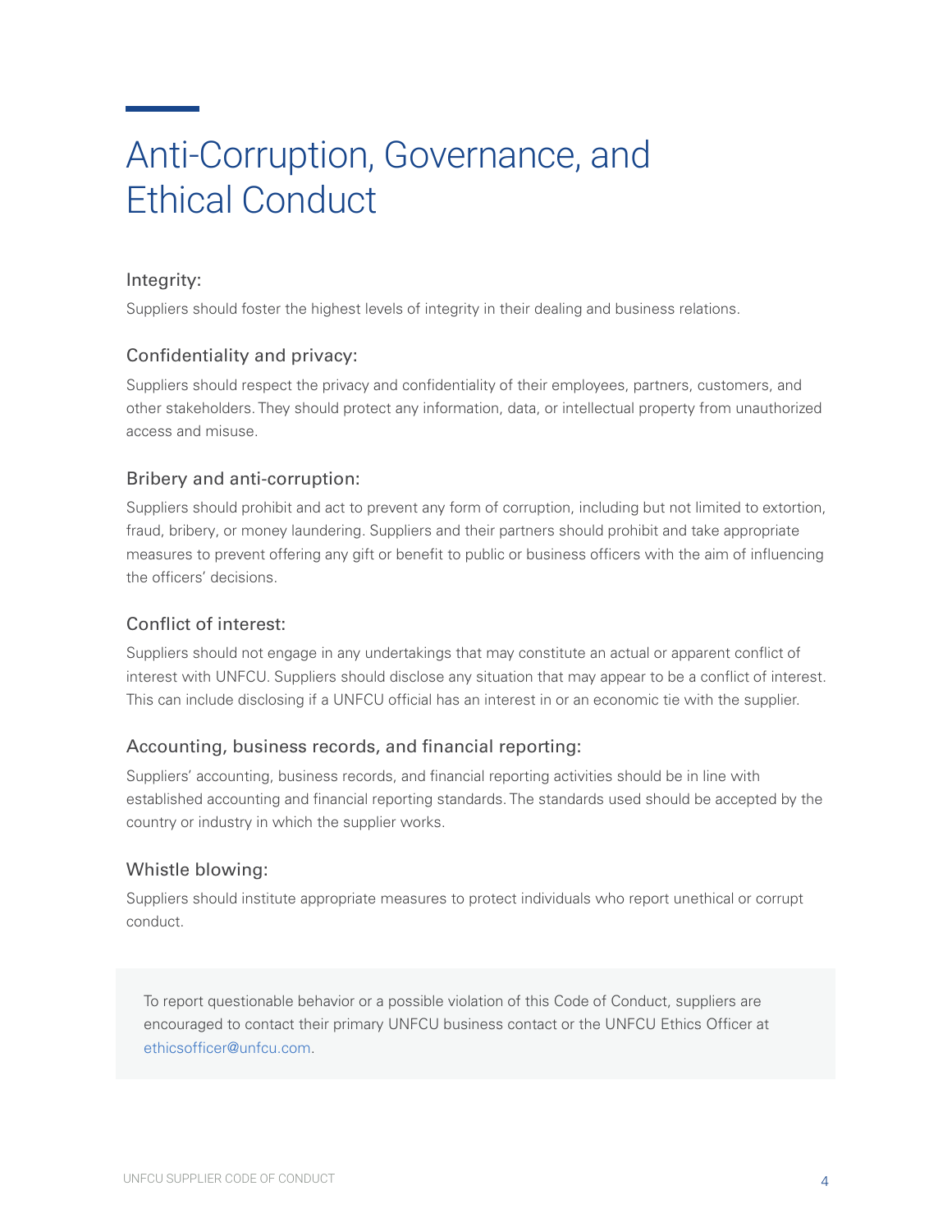# Anti-Corruption, Governance, and Ethical Conduct

### Integrity:

Suppliers should foster the highest levels of integrity in their dealing and business relations.

### Confidentiality and privacy:

Suppliers should respect the privacy and confidentiality of their employees, partners, customers, and other stakeholders. They should protect any information, data, or intellectual property from unauthorized access and misuse.

### Bribery and anti-corruption:

Suppliers should prohibit and act to prevent any form of corruption, including but not limited to extortion, fraud, bribery, or money laundering. Suppliers and their partners should prohibit and take appropriate measures to prevent offering any gift or benefit to public or business officers with the aim of influencing the officers' decisions.

### Conflict of interest:

Suppliers should not engage in any undertakings that may constitute an actual or apparent conflict of interest with UNFCU. Suppliers should disclose any situation that may appear to be a conflict of interest. This can include disclosing if a UNFCU official has an interest in or an economic tie with the supplier.

### Accounting, business records, and financial reporting:

Suppliers' accounting, business records, and financial reporting activities should be in line with established accounting and financial reporting standards. The standards used should be accepted by the country or industry in which the supplier works.

### Whistle blowing:

Suppliers should institute appropriate measures to protect individuals who report unethical or corrupt conduct.

To report questionable behavior or a possible violation of this Code of Conduct, suppliers are encouraged to contact their primary UNFCU business contact or the UNFCU Ethics Officer at ethicsofficer@unfcu.com.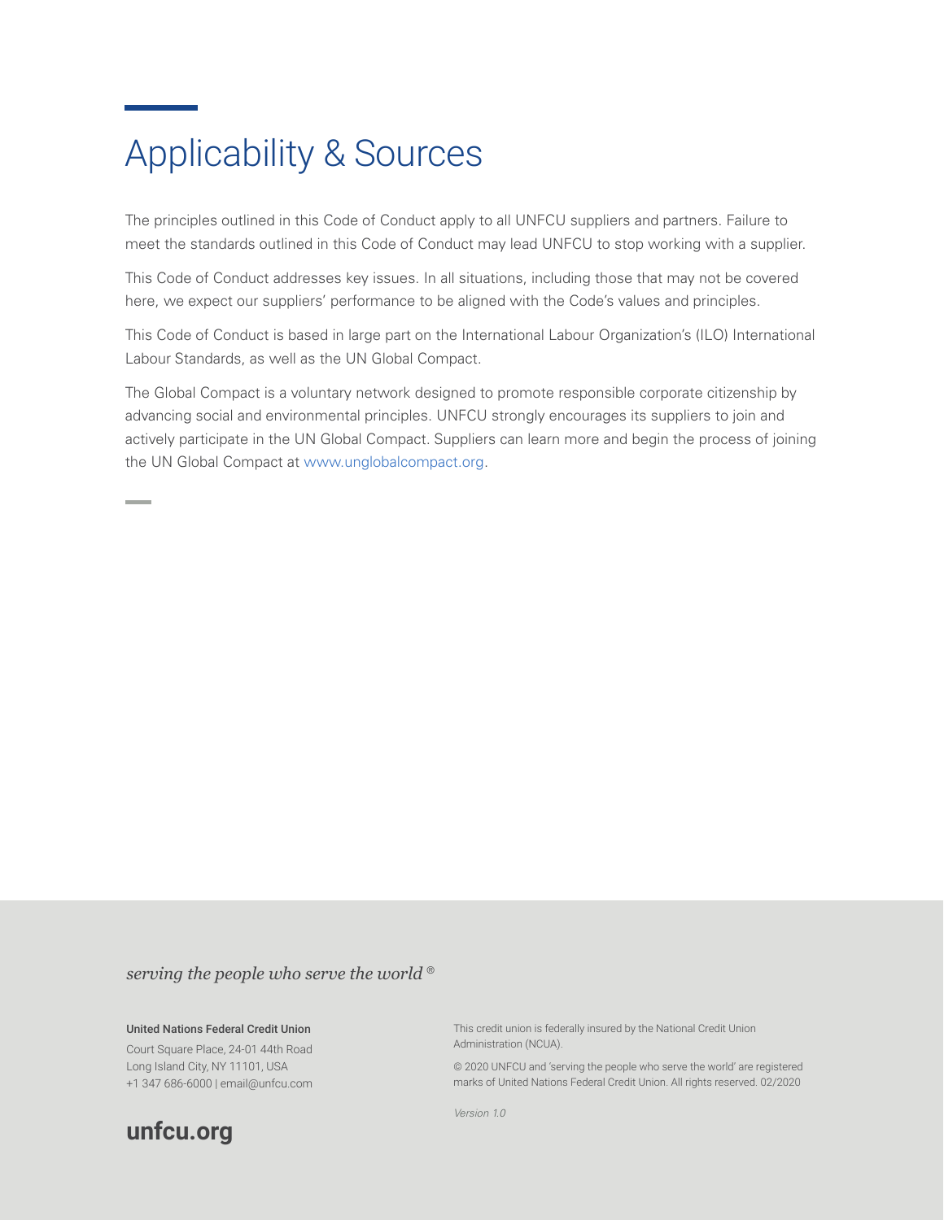# Applicability & Sources

The principles outlined in this Code of Conduct apply to all UNFCU suppliers and partners. Failure to meet the standards outlined in this Code of Conduct may lead UNFCU to stop working with a supplier.

This Code of Conduct addresses key issues. In all situations, including those that may not be covered here, we expect our suppliers' performance to be aligned with the Code's values and principles.

This Code of Conduct is based in large part on the International Labour Organization's (ILO) International Labour Standards, as well as the UN Global Compact.

The Global Compact is a voluntary network designed to promote responsible corporate citizenship by advancing social and environmental principles. UNFCU strongly encourages its suppliers to join and actively participate in the UN Global Compact. Suppliers can learn more and begin the process of joining the UN Global Compact at www.unglobalcompact.org.

*serving the people who serve the world ®*

**United Nations Federal Credit Union**

Court Square Place, 24-01 44th Road
Long Island City, NY 11101, USA
+1 347 686-6000 | email@unfcu.com

**unfcu.org**

This credit union is federally insured by the National Credit Union Administration (NCUA).

© 2020 UNFCU and 'serving the people who serve the world' are registered marks of United Nations Federal Credit Union. All rights reserved. 02/2020

*Version 1.0*